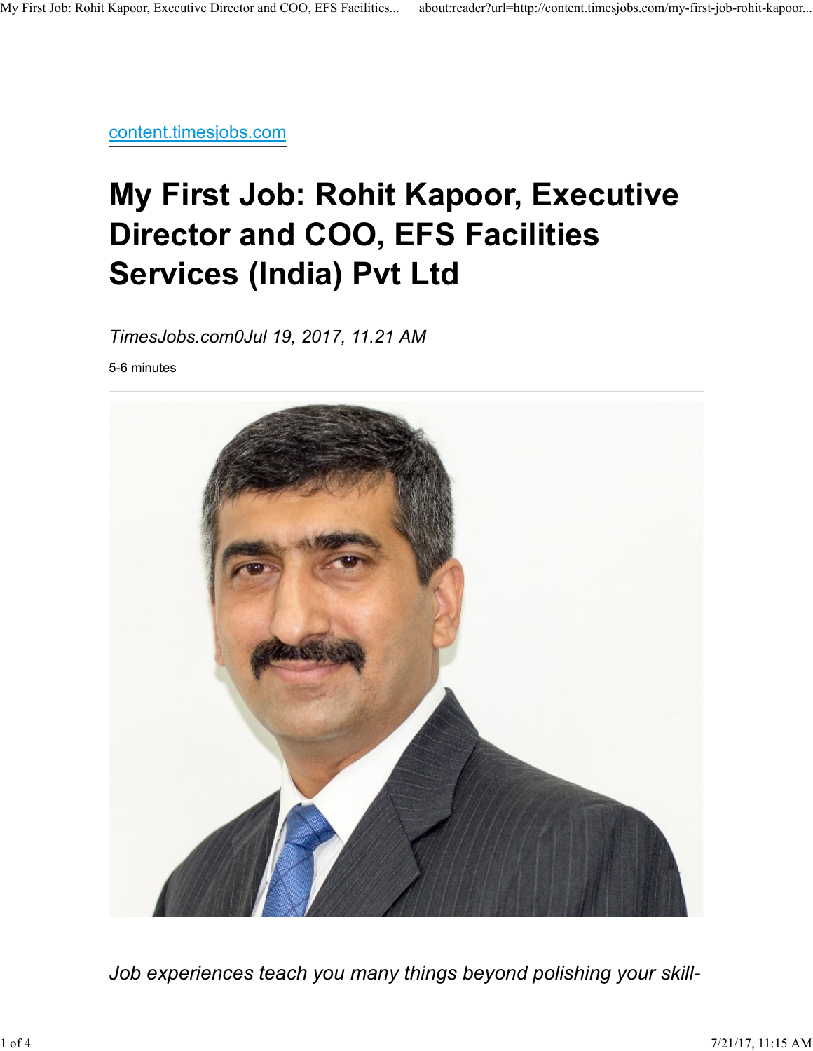[content.timesjobs.com](http://content.timesjobs.com)

# My First Job: Rohit Kapoor, Executive Director and COO, EFS Facilities Services (India) Pvt Ltd

*TimesJobs.com0Jul 19, 2017, 11.21 AM*

5-6 minutes

*Job experiences teach you many things beyond polishing your skill-*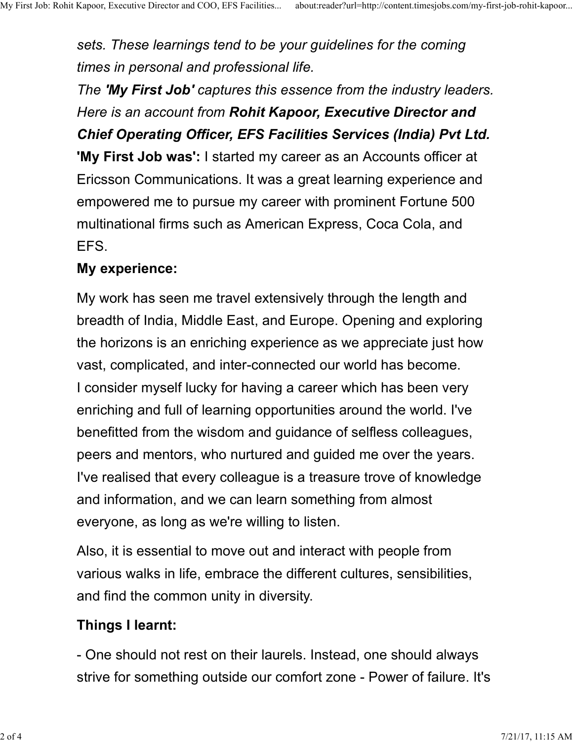*sets. These learnings tend to be your guidelines for the coming times in personal and professional life.*

*The **'My First Job'** captures this essence from the industry leaders. Here is an account from **Rohit Kapoor, Executive Director and Chief Operating Officer, EFS Facilities Services (India) Pvt Ltd.***

**'My First Job was':** I started my career as an Accounts officer at Ericsson Communications. It was a great learning experience and empowered me to pursue my career with prominent Fortune 500 multinational firms such as American Express, Coca Cola, and EFS.

**My experience:**

My work has seen me travel extensively through the length and breadth of India, Middle East, and Europe. Opening and exploring the horizons is an enriching experience as we appreciate just how vast, complicated, and inter-connected our world has become.
I consider myself lucky for having a career which has been very enriching and full of learning opportunities around the world. I've benefitted from the wisdom and guidance of selfless colleagues, peers and mentors, who nurtured and guided me over the years.
I've realised that every colleague is a treasure trove of knowledge and information, and we can learn something from almost everyone, as long as we're willing to listen.

Also, it is essential to move out and interact with people from various walks in life, embrace the different cultures, sensibilities, and find the common unity in diversity.

**Things I learnt:**

- One should not rest on their laurels. Instead, one should always strive for something outside our comfort zone - Power of failure. It's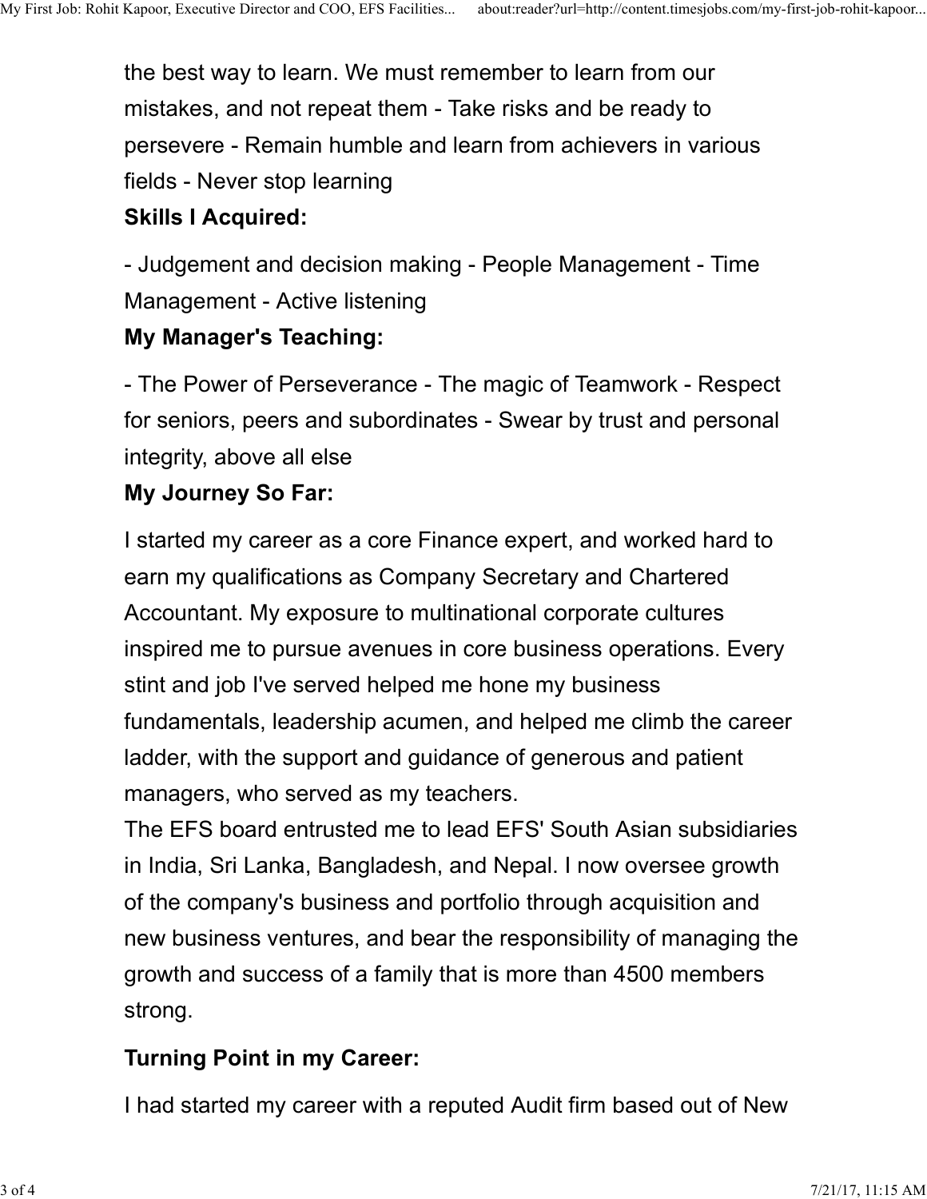the best way to learn. We must remember to learn from our mistakes, and not repeat them - Take risks and be ready to persevere - Remain humble and learn from achievers in various fields - Never stop learning

**Skills I Acquired:**

- Judgement and decision making - People Management - Time Management - Active listening

**My Manager's Teaching:**

- The Power of Perseverance - The magic of Teamwork - Respect for seniors, peers and subordinates - Swear by trust and personal integrity, above all else

**My Journey So Far:**

I started my career as a core Finance expert, and worked hard to earn my qualifications as Company Secretary and Chartered Accountant. My exposure to multinational corporate cultures inspired me to pursue avenues in core business operations. Every stint and job I've served helped me hone my business fundamentals, leadership acumen, and helped me climb the career ladder, with the support and guidance of generous and patient managers, who served as my teachers.

The EFS board entrusted me to lead EFS' South Asian subsidiaries in India, Sri Lanka, Bangladesh, and Nepal. I now oversee growth of the company's business and portfolio through acquisition and new business ventures, and bear the responsibility of managing the growth and success of a family that is more than 4500 members strong.

**Turning Point in my Career:**

I had started my career with a reputed Audit firm based out of New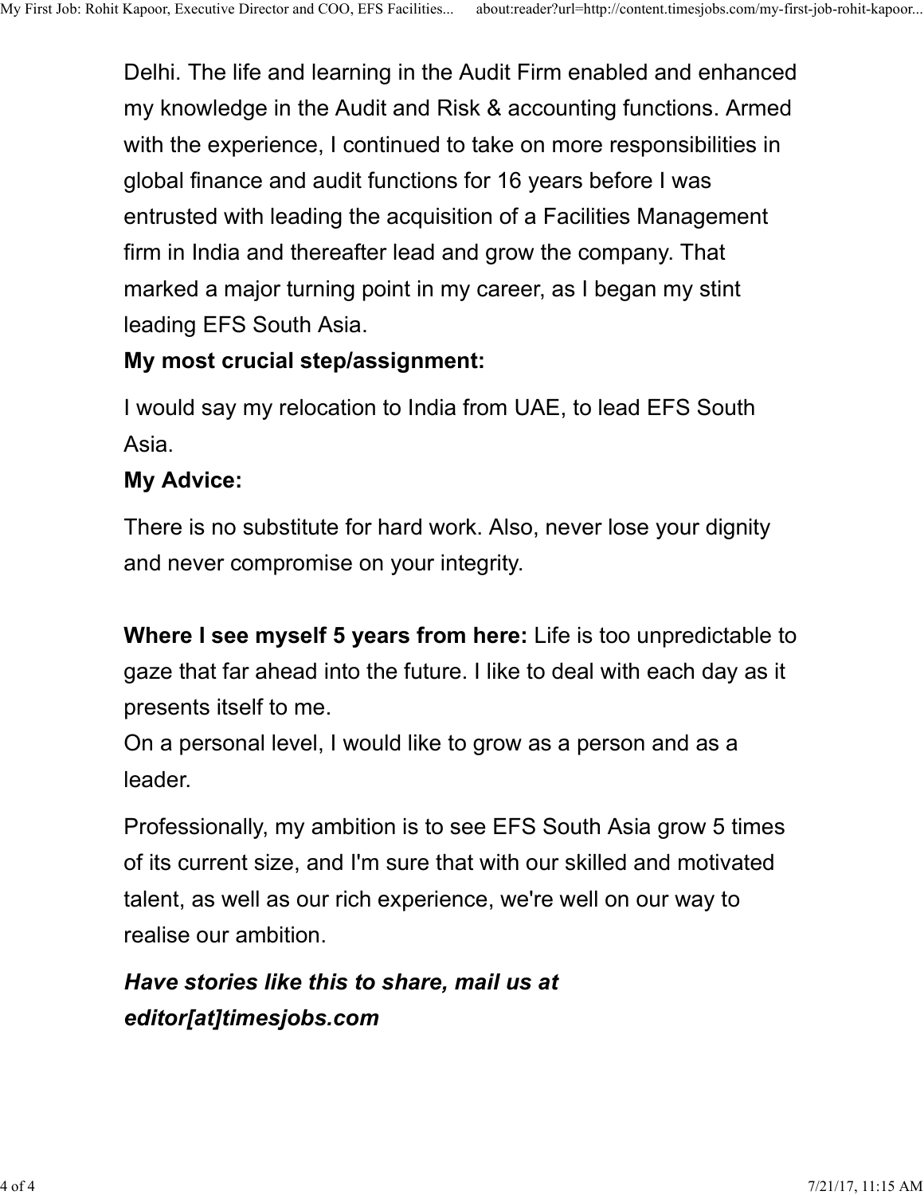Delhi. The life and learning in the Audit Firm enabled and enhanced my knowledge in the Audit and Risk & accounting functions. Armed with the experience, I continued to take on more responsibilities in global finance and audit functions for 16 years before I was entrusted with leading the acquisition of a Facilities Management firm in India and thereafter lead and grow the company. That marked a major turning point in my career, as I began my stint leading EFS South Asia.

**My most crucial step/assignment:**

I would say my relocation to India from UAE, to lead EFS South Asia.

**My Advice:**

There is no substitute for hard work. Also, never lose your dignity and never compromise on your integrity.

**Where I see myself 5 years from here:** Life is too unpredictable to gaze that far ahead into the future. I like to deal with each day as it presents itself to me.
On a personal level, I would like to grow as a person and as a leader.

Professionally, my ambition is to see EFS South Asia grow 5 times of its current size, and I'm sure that with our skilled and motivated talent, as well as our rich experience, we're well on our way to realise our ambition.

***Have stories like this to share, mail us at editor[at]timesjobs.com***